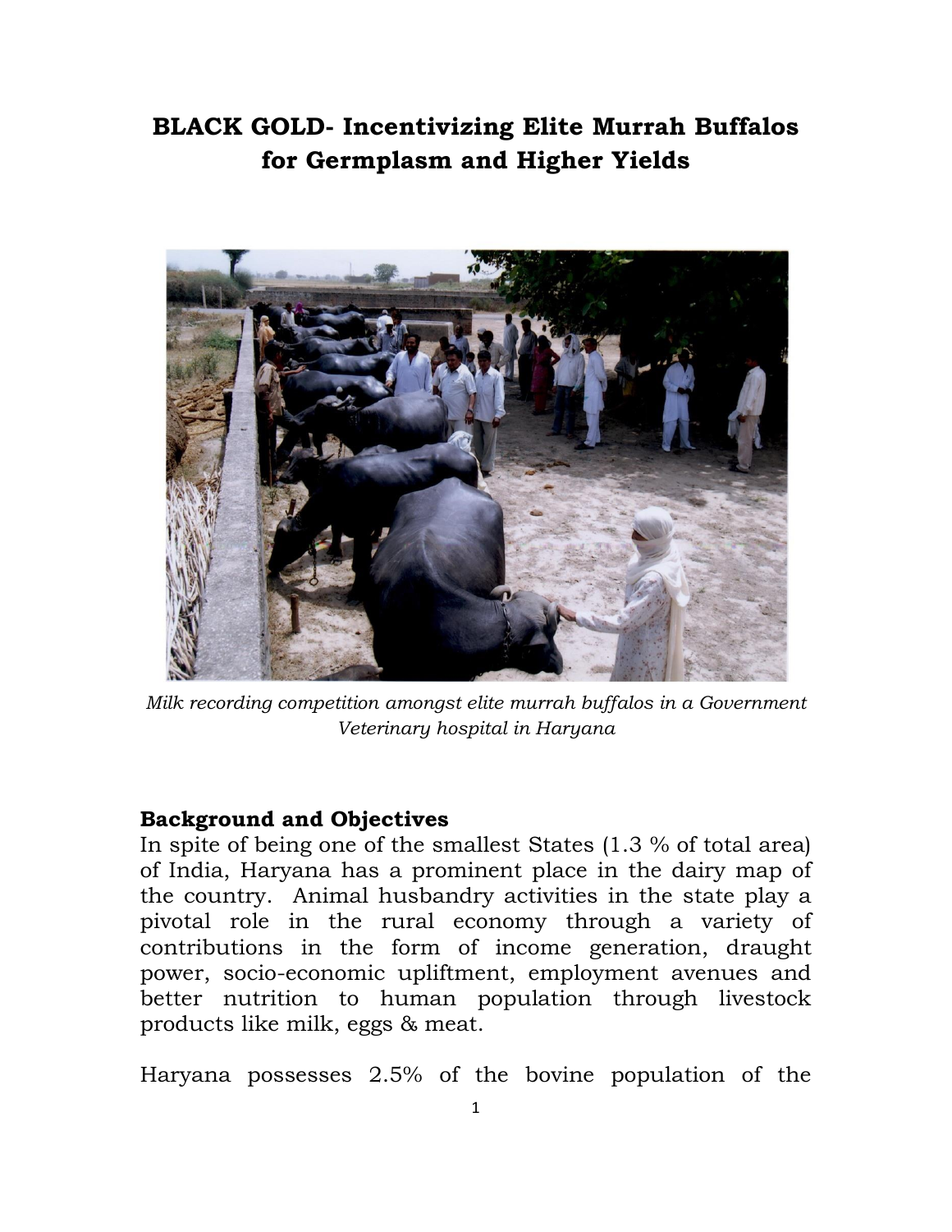# BLACK GOLD- Incentivizing Elite Murrah Buffalos for Germplasm and Higher Yields

*Milk recording competition amongst elite murrah buffalos in a Government Veterinary hospital in Haryana*

## Background and Objectives

In spite of being one of the smallest States (1.3 % of total area) of India, Haryana has a prominent place in the dairy map of the country. Animal husbandry activities in the state play a pivotal role in the rural economy through a variety of contributions in the form of income generation, draught power, socio-economic upliftment, employment avenues and better nutrition to human population through livestock products like milk, eggs & meat.

Haryana possesses 2.5% of the bovine population of the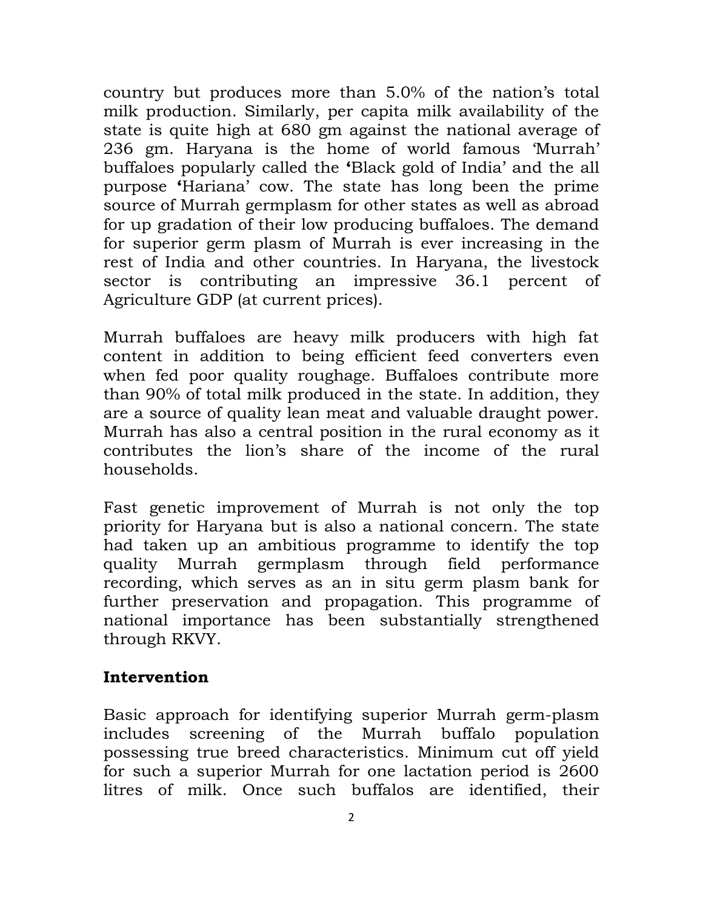country but produces more than 5.0% of the nation's total milk production. Similarly, per capita milk availability of the state is quite high at 680 gm against the national average of 236 gm. Haryana is the home of world famous 'Murrah' buffaloes popularly called the **'**Black gold of India' and the all purpose **'**Hariana' cow. The state has long been the prime source of Murrah germplasm for other states as well as abroad for up gradation of their low producing buffaloes. The demand for superior germ plasm of Murrah is ever increasing in the rest of India and other countries. In Haryana, the livestock sector is contributing an impressive 36.1 percent of Agriculture GDP (at current prices).

Murrah buffaloes are heavy milk producers with high fat content in addition to being efficient feed converters even when fed poor quality roughage. Buffaloes contribute more than 90% of total milk produced in the state. In addition, they are a source of quality lean meat and valuable draught power. Murrah has also a central position in the rural economy as it contributes the lion's share of the income of the rural households.

Fast genetic improvement of Murrah is not only the top priority for Haryana but is also a national concern. The state had taken up an ambitious programme to identify the top quality Murrah germplasm through field performance recording, which serves as an in situ germ plasm bank for further preservation and propagation. This programme of national importance has been substantially strengthened through RKVY.

## Intervention

Basic approach for identifying superior Murrah germ-plasm includes screening of the Murrah buffalo population possessing true breed characteristics. Minimum cut off yield for such a superior Murrah for one lactation period is 2600 litres of milk. Once such buffalos are identified, their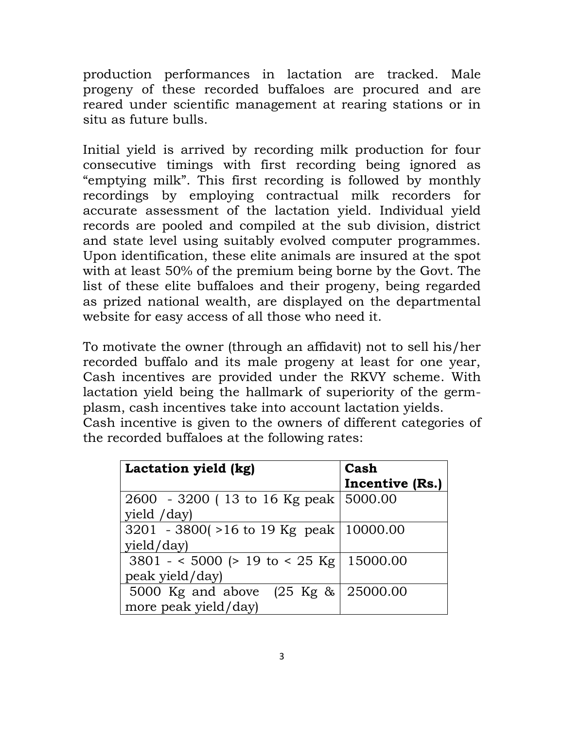production performances in lactation are tracked. Male progeny of these recorded buffaloes are procured and are reared under scientific management at rearing stations or in situ as future bulls.

Initial yield is arrived by recording milk production for four consecutive timings with first recording being ignored as “emptying milk”. This first recording is followed by monthly recordings by employing contractual milk recorders for accurate assessment of the lactation yield. Individual yield records are pooled and compiled at the sub division, district and state level using suitably evolved computer programmes. Upon identification, these elite animals are insured at the spot with at least 50% of the premium being borne by the Govt. The list of these elite buffaloes and their progeny, being regarded as prized national wealth, are displayed on the departmental website for easy access of all those who need it.

To motivate the owner (through an affidavit) not to sell his/her recorded buffalo and its male progeny at least for one year, Cash incentives are provided under the RKVY scheme. With lactation yield being the hallmark of superiority of the germ-plasm, cash incentives take into account lactation yields.
Cash incentive is given to the owners of different categories of the recorded buffaloes at the following rates:

| **Lactation yield (kg)** | **Cash Incentive (Rs.)** |
|---|---|
| 2600 - 3200 ( 13 to 16 Kg peak yield /day) | 5000.00 |
| 3201 - 3800( >16 to 19 Kg peak yield/day) | 10000.00 |
| 3801 - < 5000 (> 19 to < 25 Kg peak yield/day) | 15000.00 |
| 5000 Kg and above (25 Kg & more peak yield/day) | 25000.00 |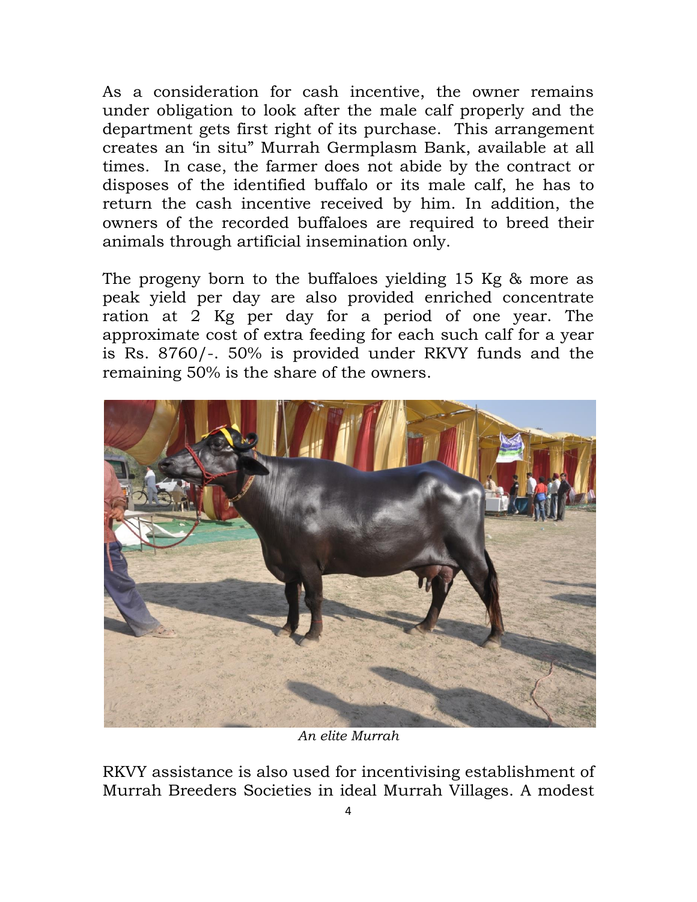As a consideration for cash incentive, the owner remains under obligation to look after the male calf properly and the department gets first right of its purchase. This arrangement creates an 'in situ" Murrah Germplasm Bank, available at all times. In case, the farmer does not abide by the contract or disposes of the identified buffalo or its male calf, he has to return the cash incentive received by him. In addition, the owners of the recorded buffaloes are required to breed their animals through artificial insemination only.

The progeny born to the buffaloes yielding 15 Kg & more as peak yield per day are also provided enriched concentrate ration at 2 Kg per day for a period of one year. The approximate cost of extra feeding for each such calf for a year is Rs. 8760/-. 50% is provided under RKVY funds and the remaining 50% is the share of the owners.

*An elite Murrah*

RKVY assistance is also used for incentivising establishment of Murrah Breeders Societies in ideal Murrah Villages. A modest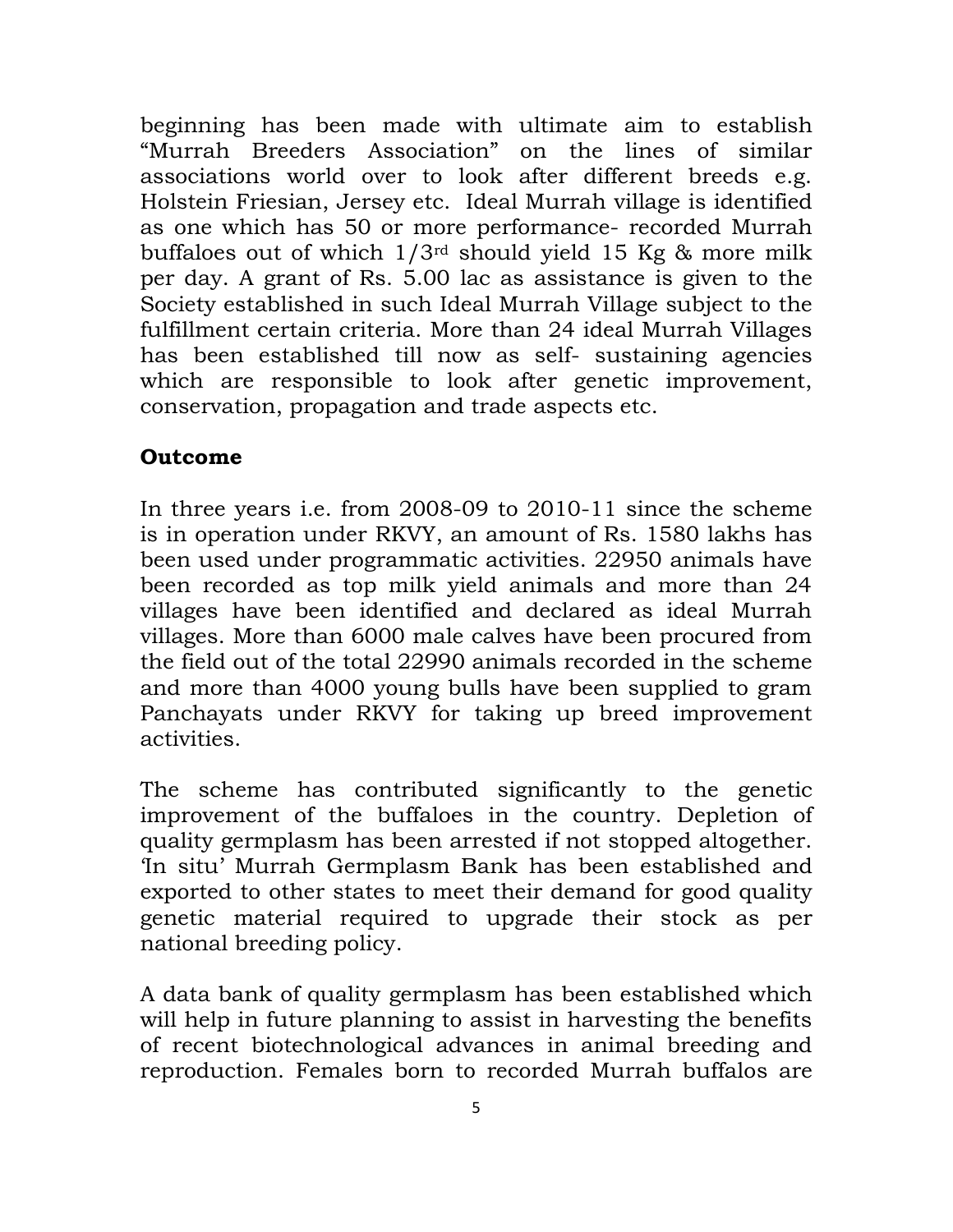beginning has been made with ultimate aim to establish "Murrah Breeders Association" on the lines of similar associations world over to look after different breeds e.g. Holstein Friesian, Jersey etc. Ideal Murrah village is identified as one which has 50 or more performance- recorded Murrah buffaloes out of which 1/3rd should yield 15 Kg & more milk per day. A grant of Rs. 5.00 lac as assistance is given to the Society established in such Ideal Murrah Village subject to the fulfillment certain criteria. More than 24 ideal Murrah Villages has been established till now as self- sustaining agencies which are responsible to look after genetic improvement, conservation, propagation and trade aspects etc.

## Outcome

In three years i.e. from 2008-09 to 2010-11 since the scheme is in operation under RKVY, an amount of Rs. 1580 lakhs has been used under programmatic activities. 22950 animals have been recorded as top milk yield animals and more than 24 villages have been identified and declared as ideal Murrah villages. More than 6000 male calves have been procured from the field out of the total 22990 animals recorded in the scheme and more than 4000 young bulls have been supplied to gram Panchayats under RKVY for taking up breed improvement activities.

The scheme has contributed significantly to the genetic improvement of the buffaloes in the country. Depletion of quality germplasm has been arrested if not stopped altogether. 'In situ' Murrah Germplasm Bank has been established and exported to other states to meet their demand for good quality genetic material required to upgrade their stock as per national breeding policy.

A data bank of quality germplasm has been established which will help in future planning to assist in harvesting the benefits of recent biotechnological advances in animal breeding and reproduction. Females born to recorded Murrah buffalos are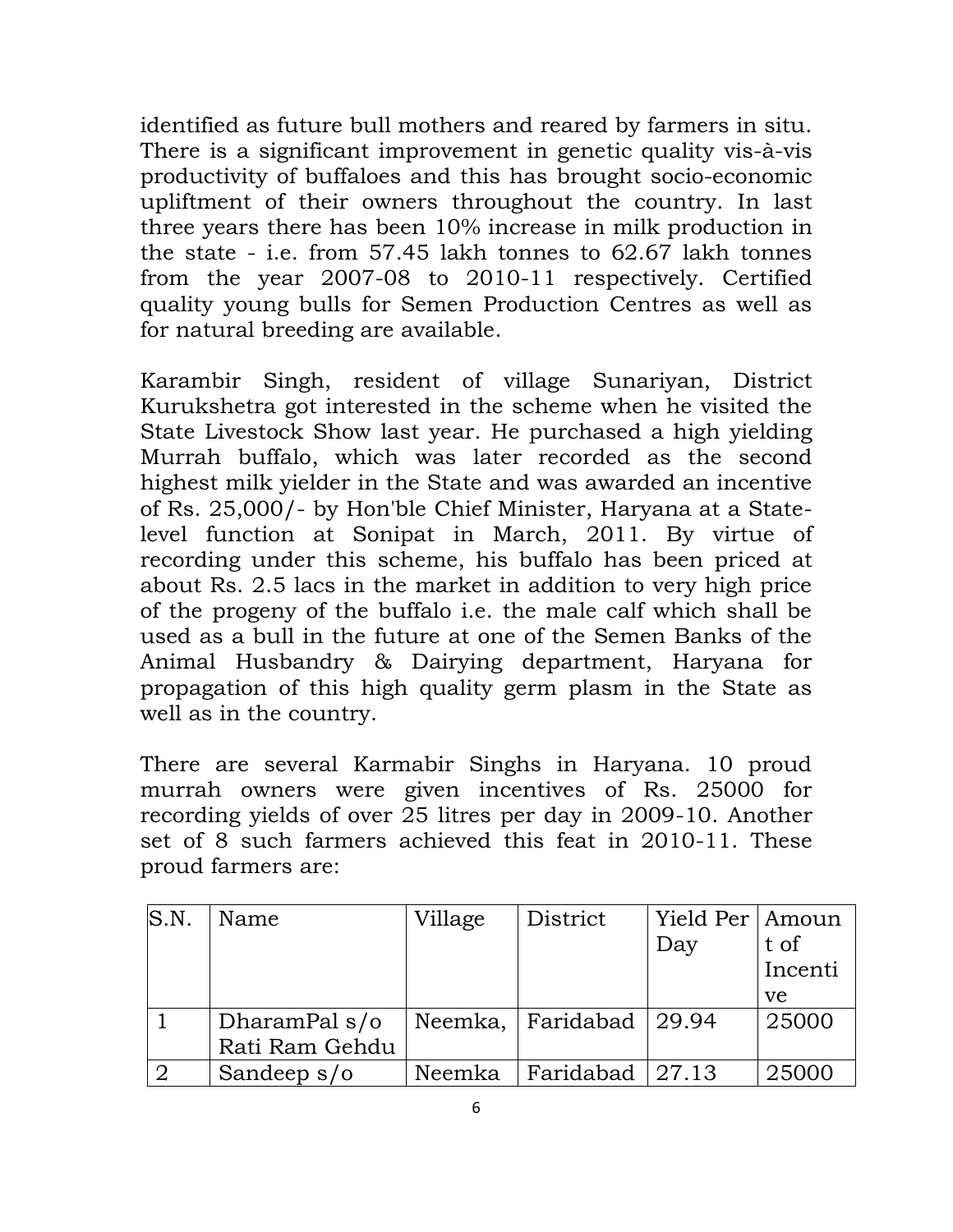identified as future bull mothers and reared by farmers in situ. There is a significant improvement in genetic quality vis-à-vis productivity of buffaloes and this has brought socio-economic upliftment of their owners throughout the country. In last three years there has been 10% increase in milk production in the state - i.e. from 57.45 lakh tonnes to 62.67 lakh tonnes from the year 2007-08 to 2010-11 respectively. Certified quality young bulls for Semen Production Centres as well as for natural breeding are available.

Karambir Singh, resident of village Sunariyan, District Kurukshetra got interested in the scheme when he visited the State Livestock Show last year. He purchased a high yielding Murrah buffalo, which was later recorded as the second highest milk yielder in the State and was awarded an incentive of Rs. 25,000/- by Hon'ble Chief Minister, Haryana at a State-level function at Sonipat in March, 2011. By virtue of recording under this scheme, his buffalo has been priced at about Rs. 2.5 lacs in the market in addition to very high price of the progeny of the buffalo i.e. the male calf which shall be used as a bull in the future at one of the Semen Banks of the Animal Husbandry & Dairying department, Haryana for propagation of this high quality germ plasm in the State as well as in the country.

There are several Karmabir Singhs in Haryana. 10 proud murrah owners were given incentives of Rs. 25000 for recording yields of over 25 litres per day in 2009-10. Another set of 8 such farmers achieved this feat in 2010-11. These proud farmers are:

| S.N. | Name | Village | District | Yield Per Day | Amount of Incentive |
|---|---|---|---|---|---|
| 1 | DharamPal s/o Rati Ram Gehdu | Neemka, | Faridabad | 29.94 | 25000 |
| 2 | Sandeep s/o | Neemka | Faridabad | 27.13 | 25000 |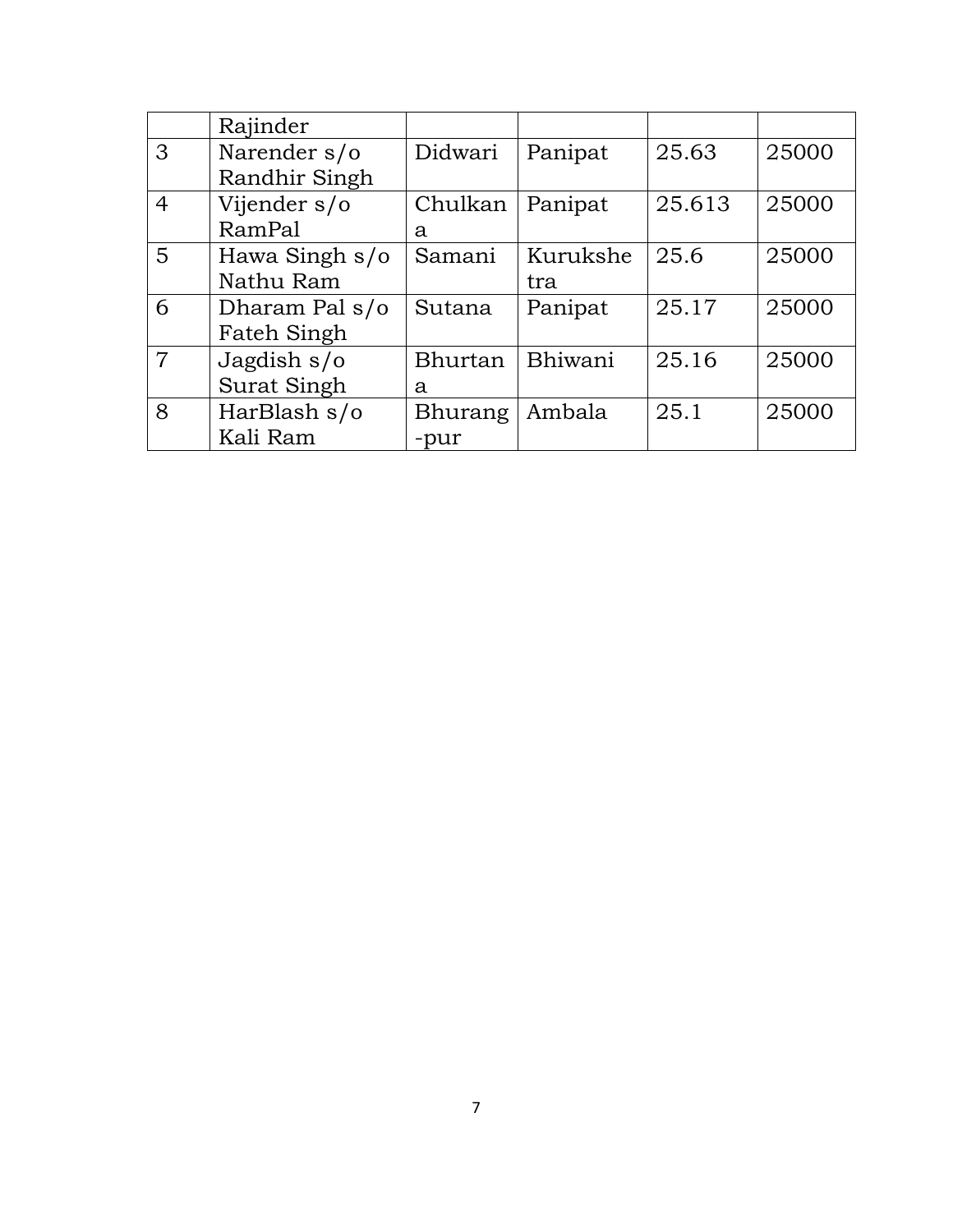| | | | | | |
|---|---|---|---|---|---|
| | Rajinder | | | | |
| 3 | Narender s/o Randhir Singh | Didwari | Panipat | 25.63 | 25000 |
| 4 | Vijender s/o RamPal | Chulkana | Panipat | 25.613 | 25000 |
| 5 | Hawa Singh s/o Nathu Ram | Samani | Kurukshetra | 25.6 | 25000 |
| 6 | Dharam Pal s/o Fateh Singh | Sutana | Panipat | 25.17 | 25000 |
| 7 | Jagdish s/o Surat Singh | Bhurtana | Bhiwani | 25.16 | 25000 |
| 8 | HarBlash s/o Kali Ram | Bhurang-pur | Ambala | 25.1 | 25000 |